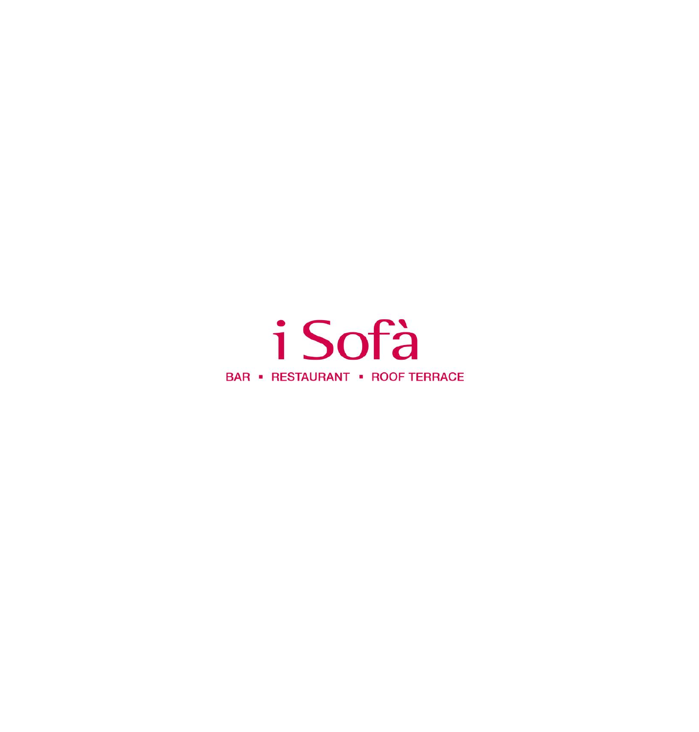# i Sofà

BAR ▪ RESTAURANT ▪ ROOF TERRACE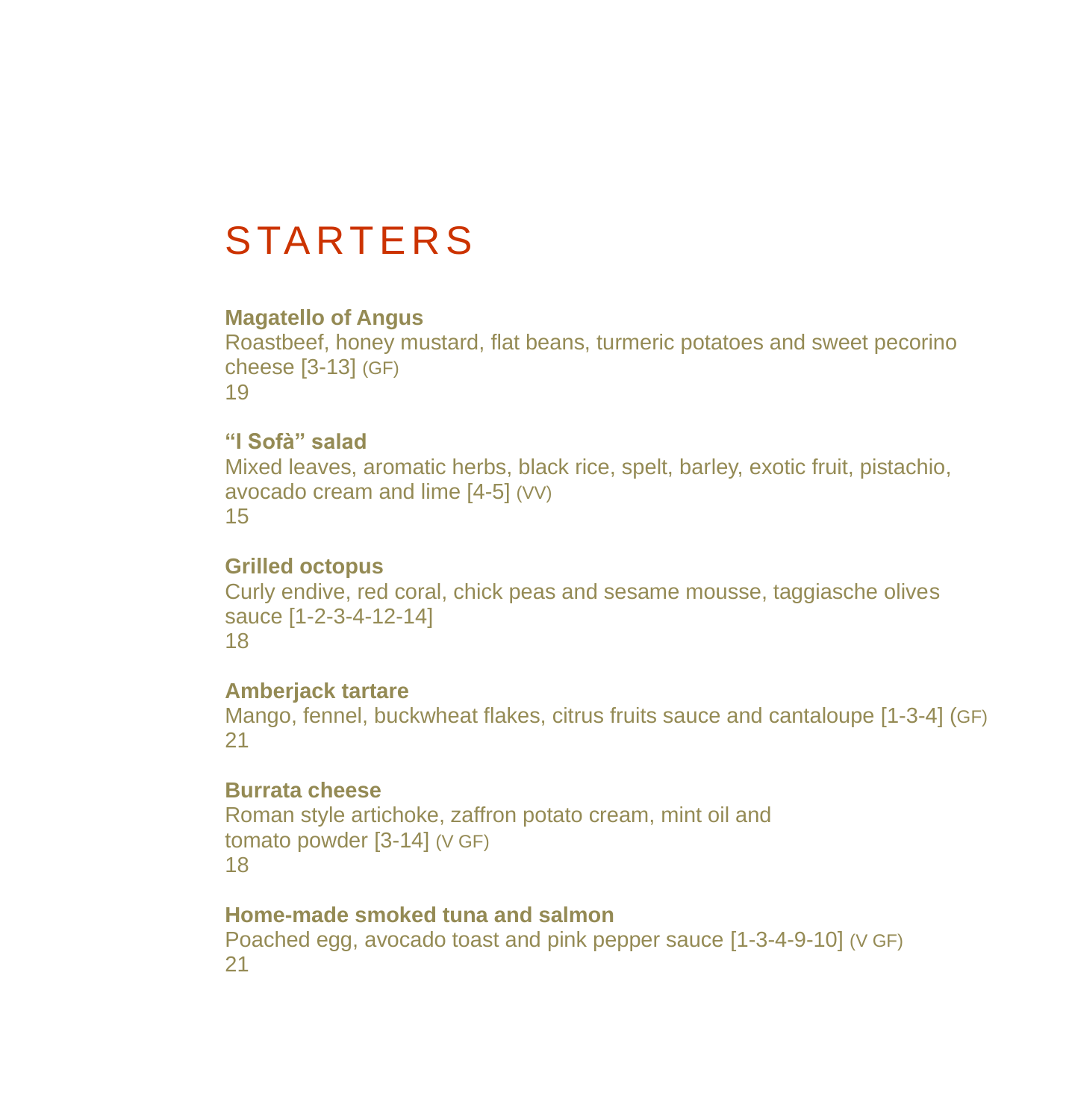# STARTERS

**Magatello of Angus**
Roastbeef, honey mustard, flat beans, turmeric potatoes and sweet pecorino cheese [3-13] (GF)
19

**"I Sofà" salad**
Mixed leaves, aromatic herbs, black rice, spelt, barley, exotic fruit, pistachio, avocado cream and lime [4-5] (VV)
15

**Grilled octopus**
Curly endive, red coral, chick peas and sesame mousse, taggiasche olives sauce [1-2-3-4-12-14]
18

**Amberjack tartare**
Mango, fennel, buckwheat flakes, citrus fruits sauce and cantaloupe [1-3-4] (GF)
21

**Burrata cheese**
Roman style artichoke, zaffron potato cream, mint oil and tomato powder [3-14] (V GF)
18

**Home-made smoked tuna and salmon**
Poached egg, avocado toast and pink pepper sauce [1-3-4-9-10] (V GF)
21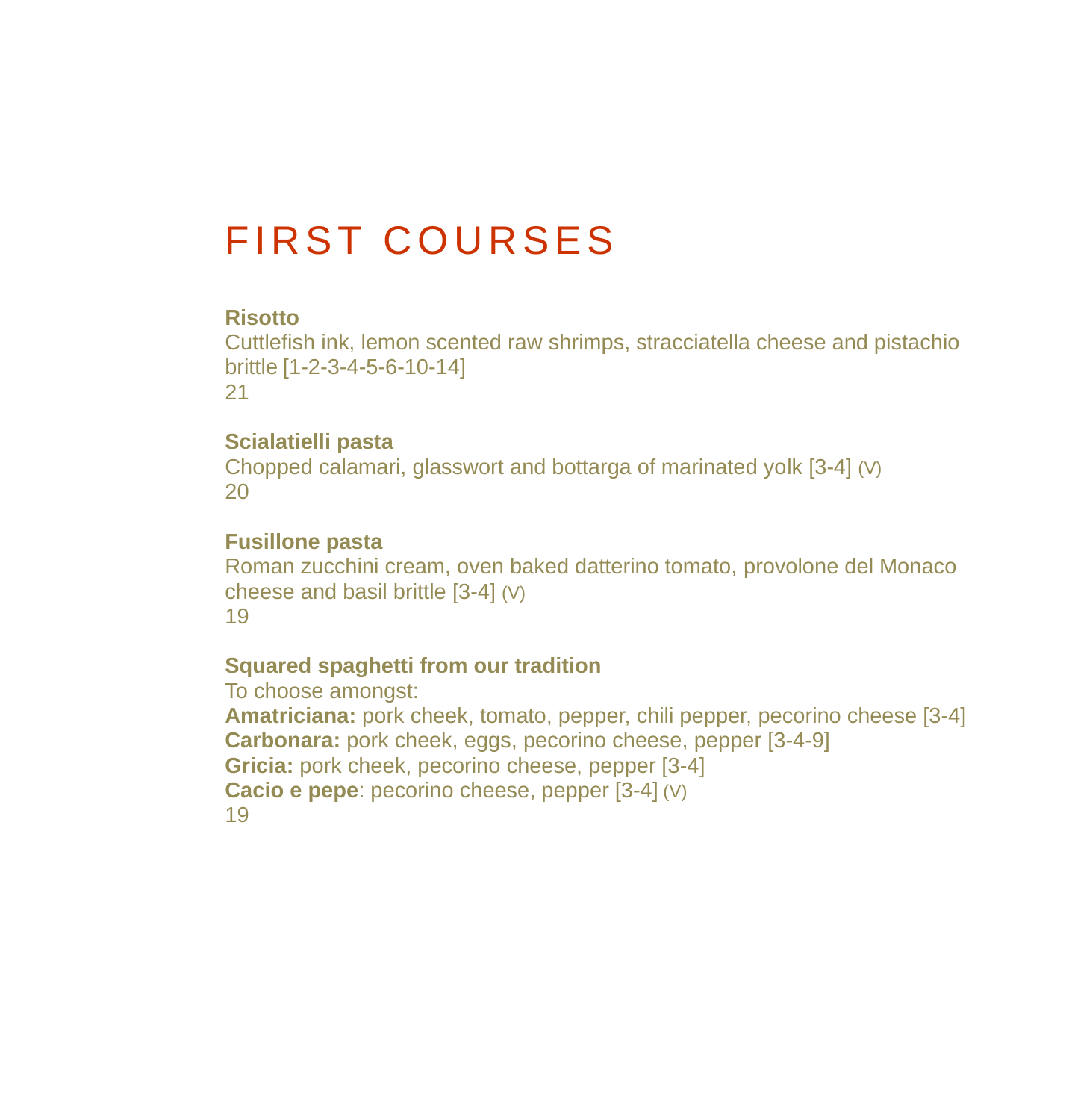# FIRST COURSES

**Risotto**
Cuttlefish ink, lemon scented raw shrimps, stracciatella cheese and pistachio brittle [1-2-3-4-5-6-10-14]
21

**Scialatielli pasta**
Chopped calamari, glasswort and bottarga of marinated yolk [3-4] (V)
20

**Fusillone pasta**
Roman zucchini cream, oven baked datterino tomato, provolone del Monaco cheese and basil brittle [3-4] (V)
19

**Squared spaghetti from our tradition**
To choose amongst:
**Amatriciana:** pork cheek, tomato, pepper, chili pepper, pecorino cheese [3-4]
**Carbonara:** pork cheek, eggs, pecorino cheese, pepper [3-4-9]
**Gricia:** pork cheek, pecorino cheese, pepper [3-4]
**Cacio e pepe**: pecorino cheese, pepper [3-4] (V)
19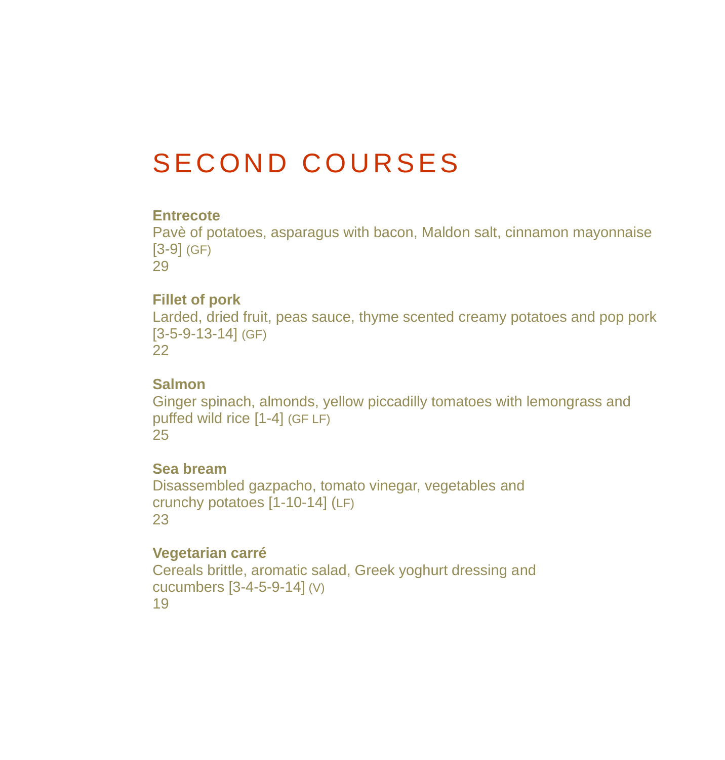# SECOND COURSES

**Entrecote**
Pavè of potatoes, asparagus with bacon, Maldon salt, cinnamon mayonnaise [3-9] (GF)
29

**Fillet of pork**
Larded, dried fruit, peas sauce, thyme scented creamy potatoes and pop pork [3-5-9-13-14] (GF)
22

**Salmon**
Ginger spinach, almonds, yellow piccadilly tomatoes with lemongrass and puffed wild rice [1-4] (GF LF)
25

**Sea bream**
Disassembled gazpacho, tomato vinegar, vegetables and crunchy potatoes [1-10-14] (LF)
23

**Vegetarian carré**
Cereals brittle, aromatic salad, Greek yoghurt dressing and cucumbers [3-4-5-9-14] (V)
19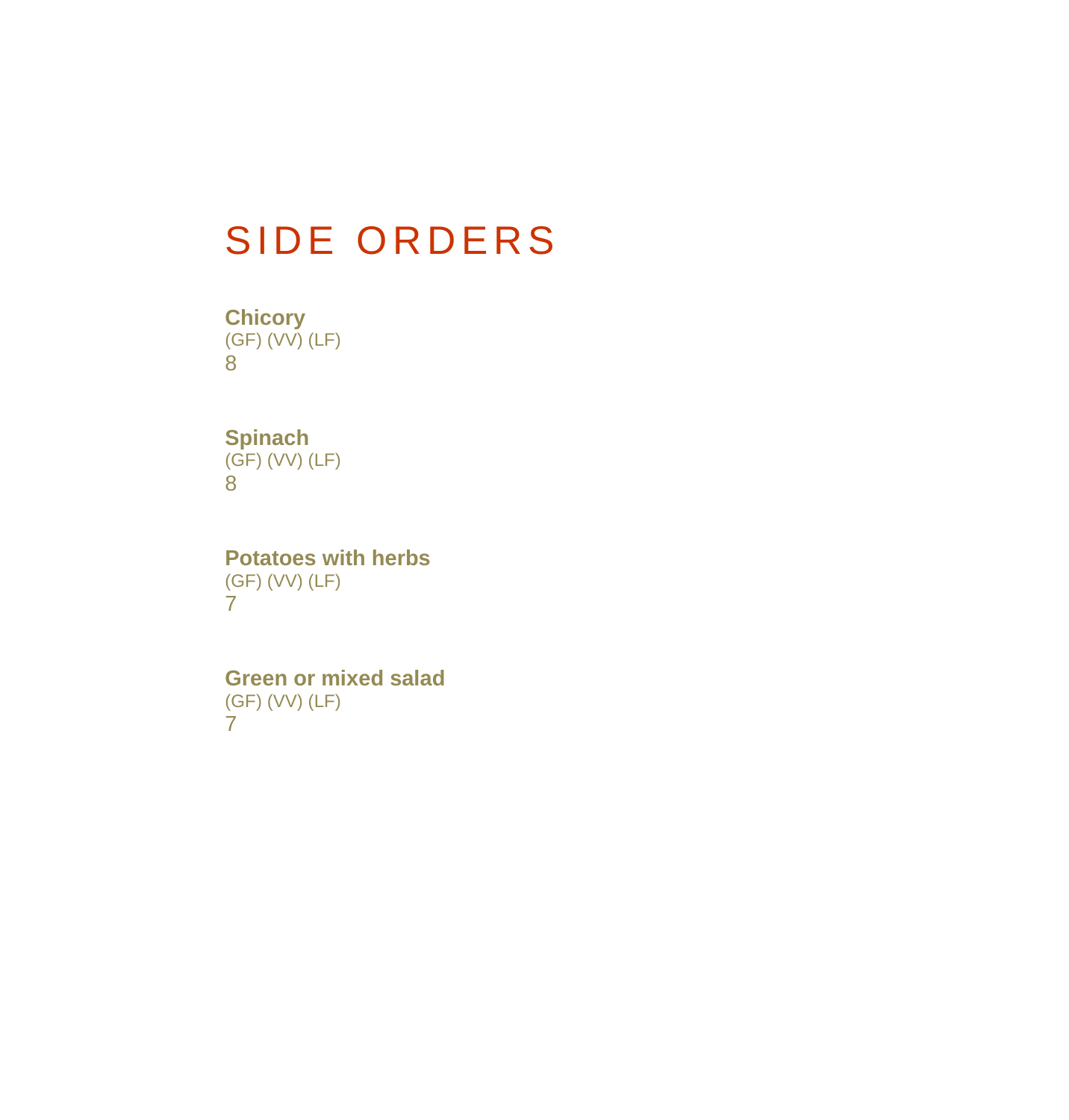# SIDE ORDERS

**Chicory**
(GF) (VV) (LF)
8

**Spinach**
(GF) (VV) (LF)
8

**Potatoes with herbs**
(GF) (VV) (LF)
7

**Green or mixed salad**
(GF) (VV) (LF)
7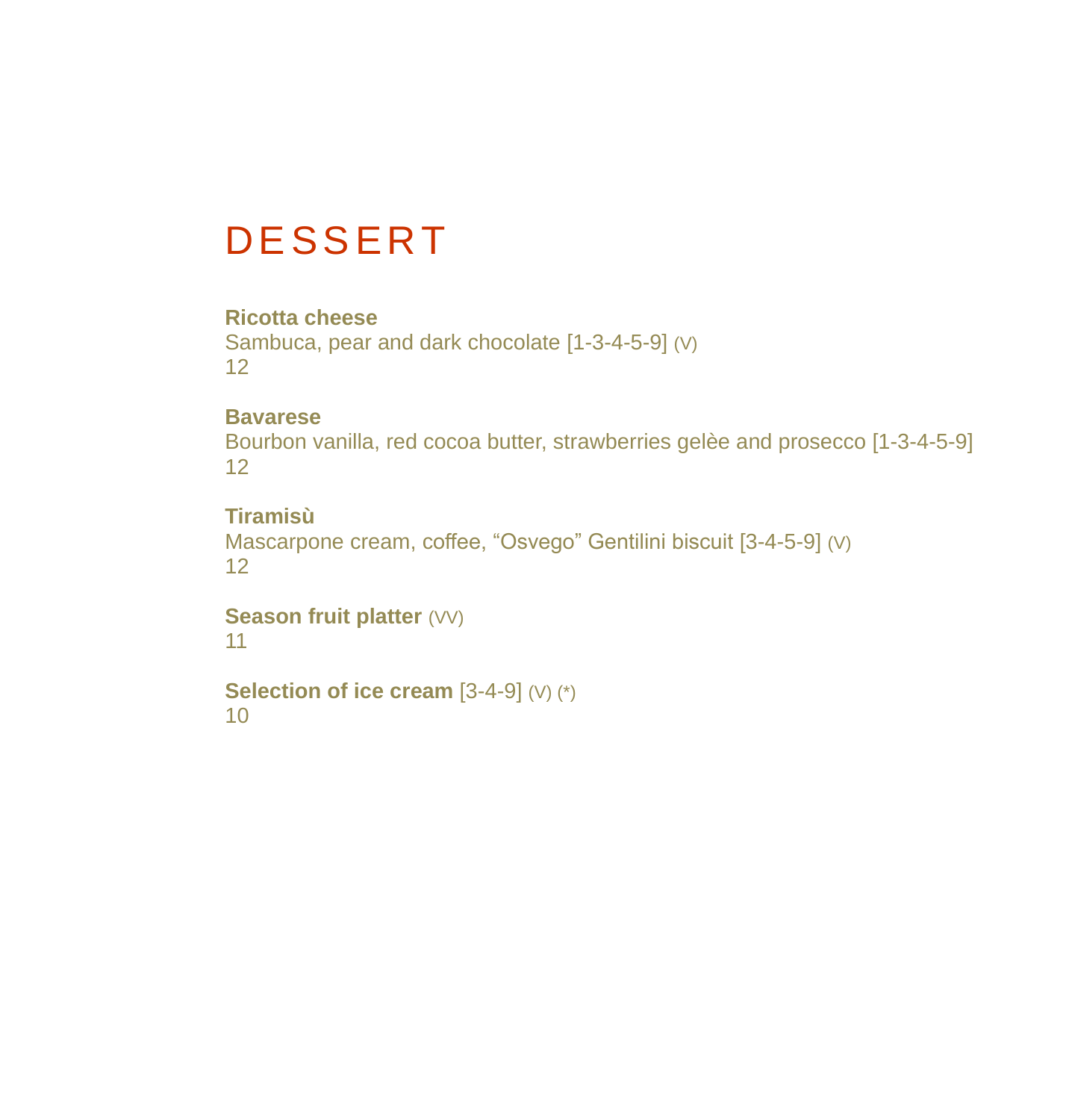# DESSERT

**Ricotta cheese**
Sambuca, pear and dark chocolate [1-3-4-5-9] (V)
12

**Bavarese**
Bourbon vanilla, red cocoa butter, strawberries gelèe and prosecco [1-3-4-5-9]
12

**Tiramisù**
Mascarpone cream, coffee, "Osvego" Gentilini biscuit [3-4-5-9] (V)
12

**Season fruit platter** (VV)
11

**Selection of ice cream** [3-4-9] (V) (*)
10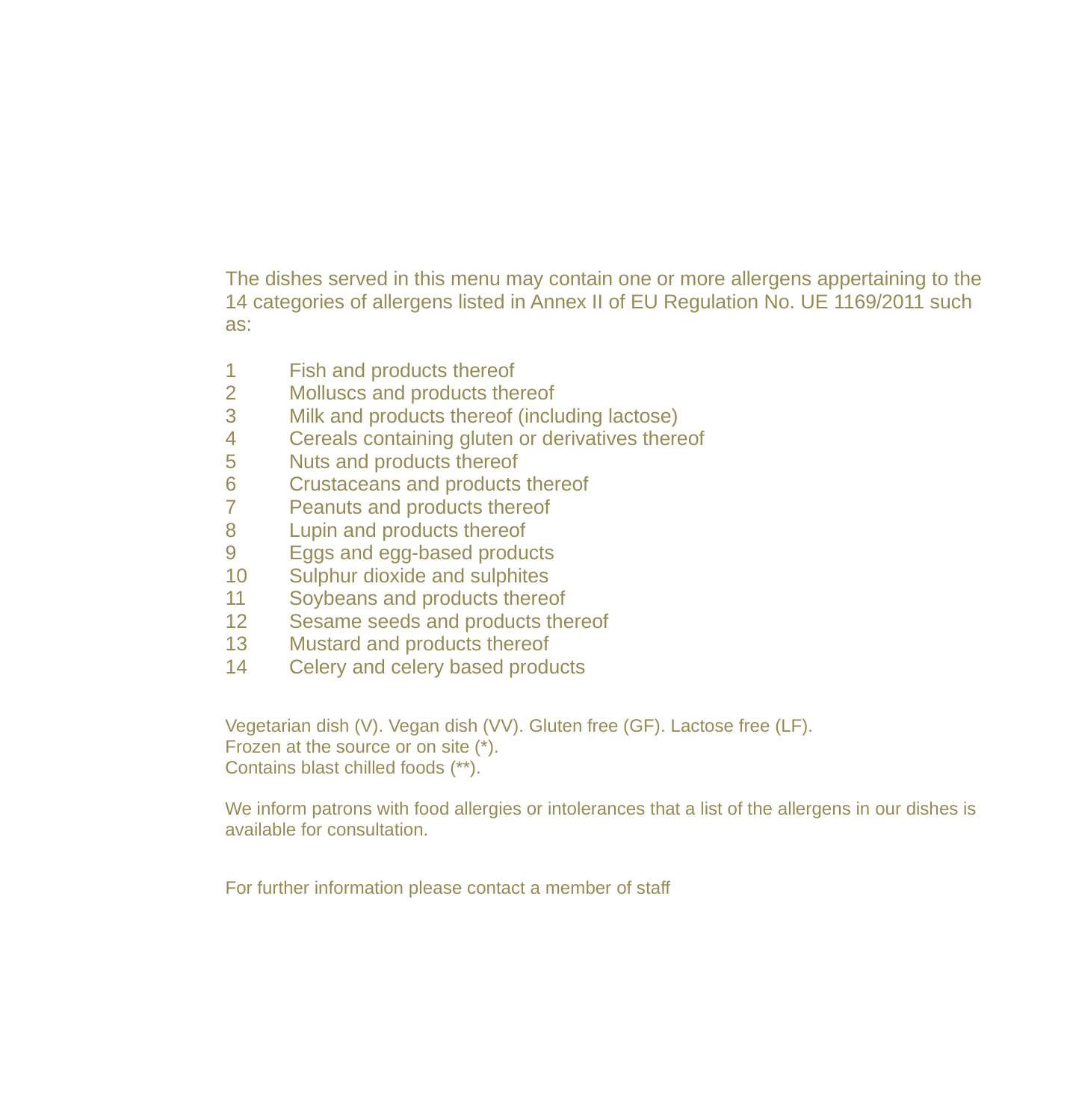The dishes served in this menu may contain one or more allergens appertaining to the 14 categories of allergens listed in Annex II of EU Regulation No. UE 1169/2011 such as:

1 Fish and products thereof
2 Molluscs and products thereof
3 Milk and products thereof (including lactose)
4 Cereals containing gluten or derivatives thereof
5 Nuts and products thereof
6 Crustaceans and products thereof
7 Peanuts and products thereof
8 Lupin and products thereof
9 Eggs and egg-based products
10 Sulphur dioxide and sulphites
11 Soybeans and products thereof
12 Sesame seeds and products thereof
13 Mustard and products thereof
14 Celery and celery based products

Vegetarian dish (V). Vegan dish (VV). Gluten free (GF). Lactose free (LF).
Frozen at the source or on site (*).
Contains blast chilled foods (**).

We inform patrons with food allergies or intolerances that a list of the allergens in our dishes is available for consultation.

For further information please contact a member of staff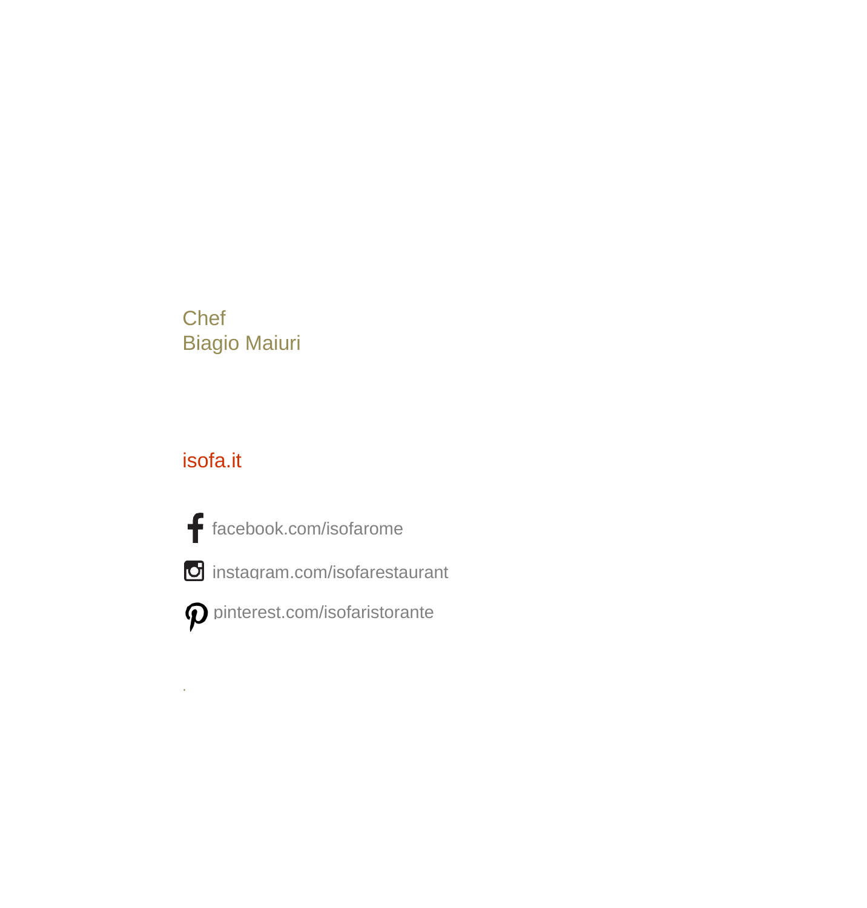Chef
Biagio Maiuri

isofa.it

facebook.com/isofarome

instagram.com/isofarestaurant

pinterest.com/isofaristorante

.